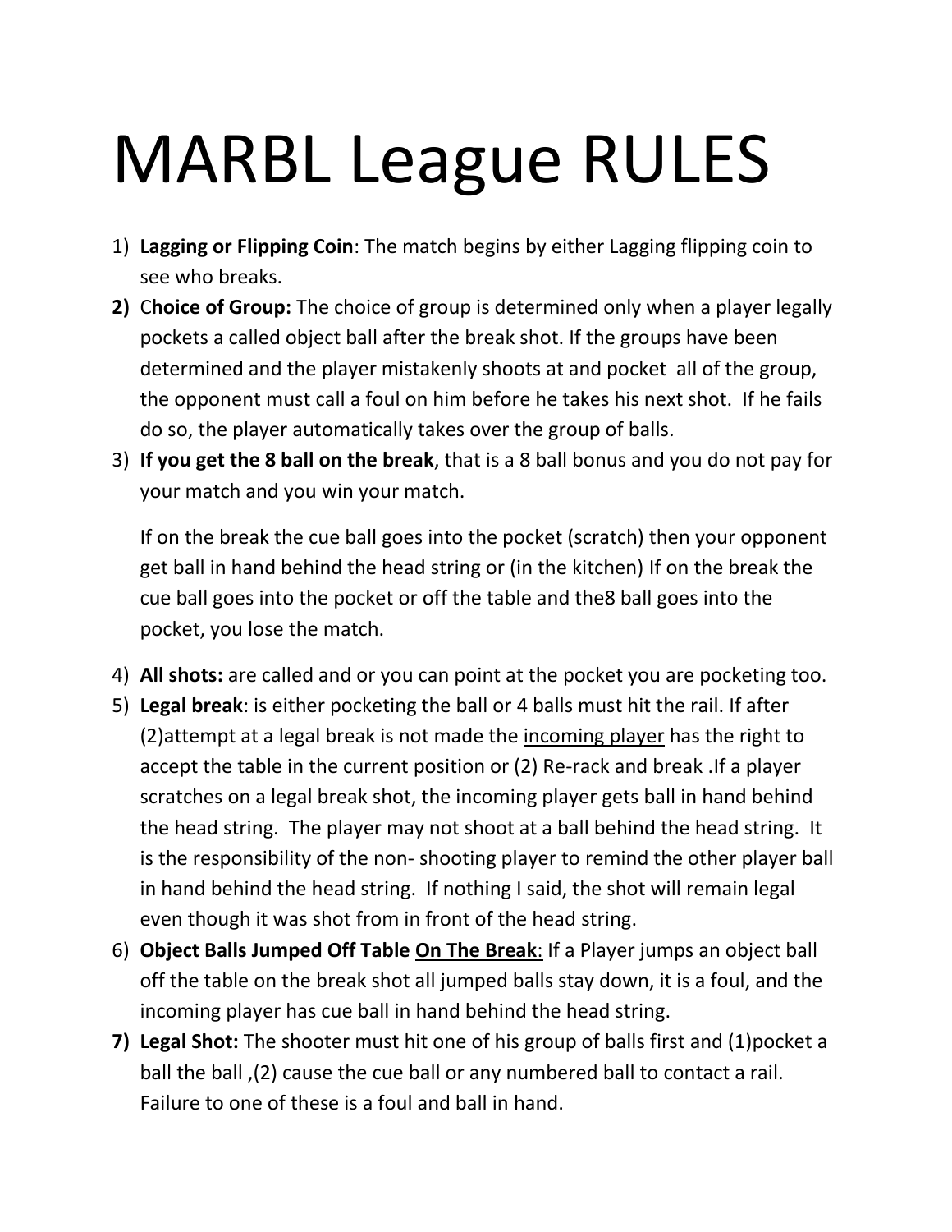# MARBL League RULES

1) **Lagging or Flipping Coin**: The match begins by either Lagging flipping coin to see who breaks.
2) **Choice of Group:** The choice of group is determined only when a player legally pockets a called object ball after the break shot. If the groups have been determined and the player mistakenly shoots at and pocket all of the group, the opponent must call a foul on him before he takes his next shot. If he fails do so, the player automatically takes over the group of balls.
3) **If you get the 8 ball on the break**, that is a 8 ball bonus and you do not pay for your match and you win your match.

   If on the break the cue ball goes into the pocket (scratch) then your opponent get ball in hand behind the head string or (in the kitchen) If on the break the cue ball goes into the pocket or off the table and the8 ball goes into the pocket, you lose the match.

4) **All shots:** are called and or you can point at the pocket you are pocketing too.
5) **Legal break**: is either pocketing the ball or 4 balls must hit the rail. If after (2)attempt at a legal break is not made the <u>incoming player</u> has the right to accept the table in the current position or (2) Re-rack and break .If a player scratches on a legal break shot, the incoming player gets ball in hand behind the head string. The player may not shoot at a ball behind the head string. It is the responsibility of the non- shooting player to remind the other player ball in hand behind the head string. If nothing I said, the shot will remain legal even though it was shot from in front of the head string.
6) **Object Balls Jumped Off Table <u>On The Break</u>**: If a Player jumps an object ball off the table on the break shot all jumped balls stay down, it is a foul, and the incoming player has cue ball in hand behind the head string.
7) **Legal Shot:** The shooter must hit one of his group of balls first and (1)pocket a ball the ball ,(2) cause the cue ball or any numbered ball to contact a rail. Failure to one of these is a foul and ball in hand.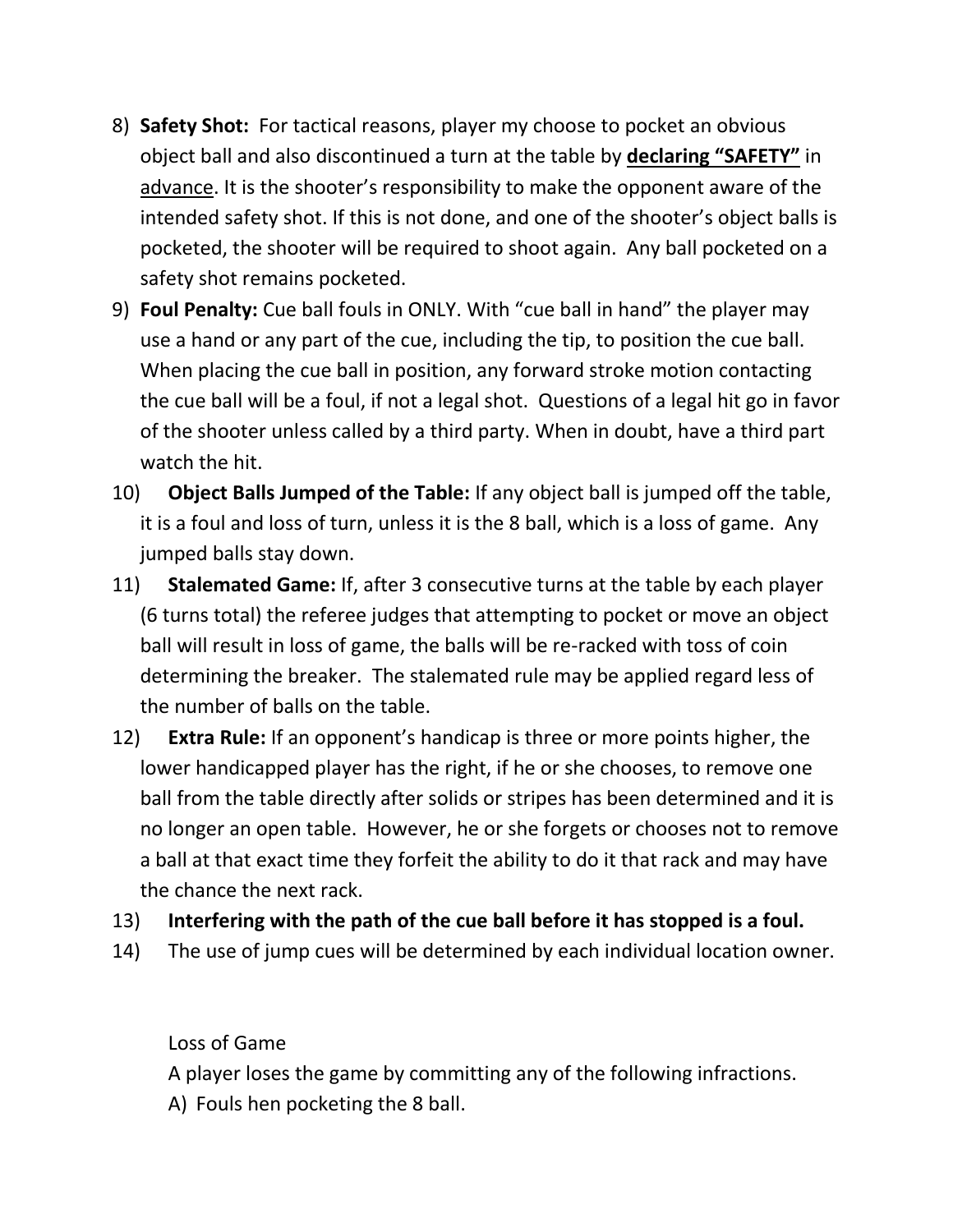8) **Safety Shot:** For tactical reasons, player my choose to pocket an obvious object ball and also discontinued a turn at the table by **declaring "SAFETY"** in advance. It is the shooter's responsibility to make the opponent aware of the intended safety shot. If this is not done, and one of the shooter's object balls is pocketed, the shooter will be required to shoot again. Any ball pocketed on a safety shot remains pocketed.
9) **Foul Penalty:** Cue ball fouls in ONLY. With "cue ball in hand" the player may use a hand or any part of the cue, including the tip, to position the cue ball. When placing the cue ball in position, any forward stroke motion contacting the cue ball will be a foul, if not a legal shot. Questions of a legal hit go in favor of the shooter unless called by a third party. When in doubt, have a third part watch the hit.
10) **Object Balls Jumped of the Table:** If any object ball is jumped off the table, it is a foul and loss of turn, unless it is the 8 ball, which is a loss of game. Any jumped balls stay down.
11) **Stalemated Game:** If, after 3 consecutive turns at the table by each player (6 turns total) the referee judges that attempting to pocket or move an object ball will result in loss of game, the balls will be re-racked with toss of coin determining the breaker. The stalemated rule may be applied regard less of the number of balls on the table.
12) **Extra Rule:** If an opponent's handicap is three or more points higher, the lower handicapped player has the right, if he or she chooses, to remove one ball from the table directly after solids or stripes has been determined and it is no longer an open table. However, he or she forgets or chooses not to remove a ball at that exact time they forfeit the ability to do it that rack and may have the chance the next rack.
13) **Interfering with the path of the cue ball before it has stopped is a foul.**
14) The use of jump cues will be determined by each individual location owner.

Loss of Game

A player loses the game by committing any of the following infractions.

A) Fouls hen pocketing the 8 ball.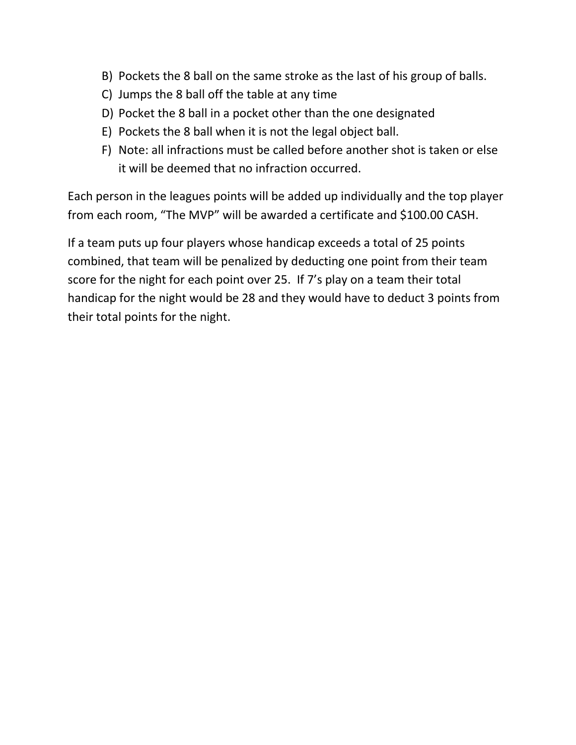B) Pockets the 8 ball on the same stroke as the last of his group of balls.
C) Jumps the 8 ball off the table at any time
D) Pocket the 8 ball in a pocket other than the one designated
E) Pockets the 8 ball when it is not the legal object ball.
F) Note: all infractions must be called before another shot is taken or else it will be deemed that no infraction occurred.

Each person in the leagues points will be added up individually and the top player from each room, “The MVP” will be awarded a certificate and $100.00 CASH.

If a team puts up four players whose handicap exceeds a total of 25 points combined, that team will be penalized by deducting one point from their team score for the night for each point over 25. If 7’s play on a team their total handicap for the night would be 28 and they would have to deduct 3 points from their total points for the night.